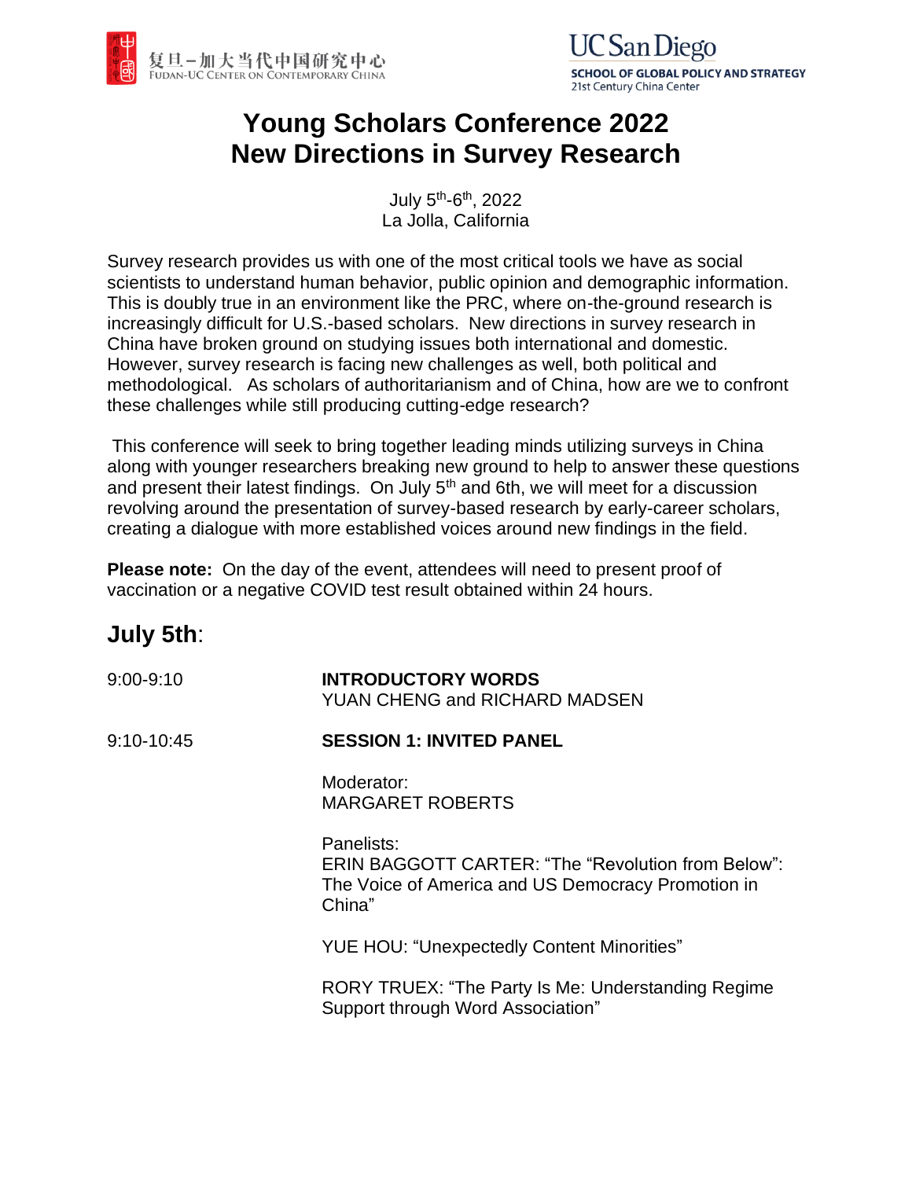复旦–加大当代中国研究中心
FUDAN-UC CENTER ON CONTEMPORARY CHINA

UC San Diego
SCHOOL OF GLOBAL POLICY AND STRATEGY
21st Century China Center

# Young Scholars Conference 2022
# New Directions in Survey Research

July 5th-6th, 2022
La Jolla, California

Survey research provides us with one of the most critical tools we have as social scientists to understand human behavior, public opinion and demographic information. This is doubly true in an environment like the PRC, where on-the-ground research is increasingly difficult for U.S.-based scholars. New directions in survey research in China have broken ground on studying issues both international and domestic. However, survey research is facing new challenges as well, both political and methodological. As scholars of authoritarianism and of China, how are we to confront these challenges while still producing cutting-edge research?

This conference will seek to bring together leading minds utilizing surveys in China along with younger researchers breaking new ground to help to answer these questions and present their latest findings. On July 5th and 6th, we will meet for a discussion revolving around the presentation of survey-based research by early-career scholars, creating a dialogue with more established voices around new findings in the field.

**Please note:** On the day of the event, attendees will need to present proof of vaccination or a negative COVID test result obtained within 24 hours.

## July 5th:

9:00-9:10 **INTRODUCTORY WORDS**
YUAN CHENG and RICHARD MADSEN

9:10-10:45 **SESSION 1: INVITED PANEL**

Moderator:
MARGARET ROBERTS

Panelists:
ERIN BAGGOTT CARTER: "The "Revolution from Below": The Voice of America and US Democracy Promotion in China"

YUE HOU: "Unexpectedly Content Minorities"

RORY TRUEX: "The Party Is Me: Understanding Regime Support through Word Association"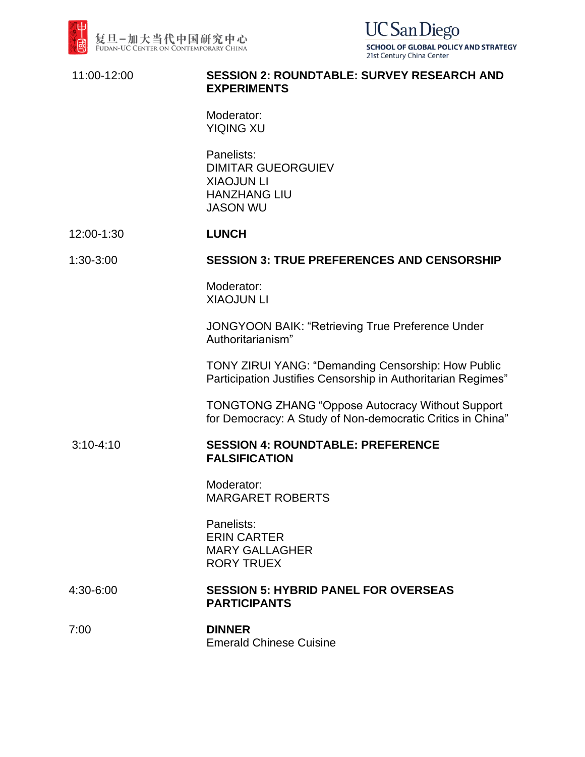| | |
|---|---|
| 11:00-12:00 | **SESSION 2: ROUNDTABLE: SURVEY RESEARCH AND EXPERIMENTS**<br><br>Moderator:<br>YIQING XU<br><br>Panelists:<br>DIMITAR GUEORGUIEV<br>XIAOJUN LI<br>HANZHANG LIU<br>JASON WU |
| 12:00-1:30 | **LUNCH** |
| 1:30-3:00 | **SESSION 3: TRUE PREFERENCES AND CENSORSHIP**<br><br>Moderator:<br>XIAOJUN LI<br><br>JONGYOON BAIK: "Retrieving True Preference Under Authoritarianism"<br><br>TONY ZIRUI YANG: "Demanding Censorship: How Public Participation Justifies Censorship in Authoritarian Regimes"<br><br>TONGTONG ZHANG "Oppose Autocracy Without Support for Democracy: A Study of Non-democratic Critics in China" |
| 3:10-4:10 | **SESSION 4: ROUNDTABLE: PREFERENCE FALSIFICATION**<br><br>Moderator:<br>MARGARET ROBERTS<br><br>Panelists:<br>ERIN CARTER<br>MARY GALLAGHER<br>RORY TRUEX |
| 4:30-6:00 | **SESSION 5: HYBRID PANEL FOR OVERSEAS PARTICIPANTS** |
| 7:00 | **DINNER**<br>Emerald Chinese Cuisine |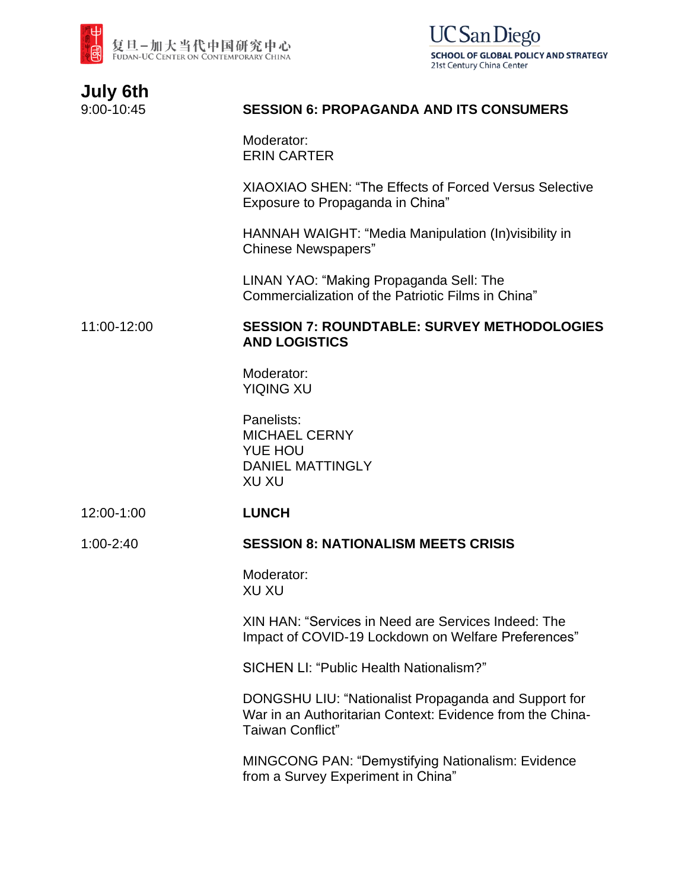## July 6th

9:00-10:45 **SESSION 6: PROPAGANDA AND ITS CONSUMERS**

Moderator:
ERIN CARTER

XIAOXIAO SHEN: "The Effects of Forced Versus Selective Exposure to Propaganda in China"

HANNAH WAIGHT: "Media Manipulation (In)visibility in Chinese Newspapers"

LINAN YAO: "Making Propaganda Sell: The Commercialization of the Patriotic Films in China"

11:00-12:00 **SESSION 7: ROUNDTABLE: SURVEY METHODOLOGIES AND LOGISTICS**

Moderator:
YIQING XU

Panelists:
MICHAEL CERNY
YUE HOU
DANIEL MATTINGLY
XU XU

12:00-1:00 **LUNCH**

1:00-2:40 **SESSION 8: NATIONALISM MEETS CRISIS**

Moderator:
XU XU

XIN HAN: "Services in Need are Services Indeed: The Impact of COVID-19 Lockdown on Welfare Preferences"

SICHEN LI: "Public Health Nationalism?"

DONGSHU LIU: "Nationalist Propaganda and Support for War in an Authoritarian Context: Evidence from the China-Taiwan Conflict"

MINGCONG PAN: "Demystifying Nationalism: Evidence from a Survey Experiment in China"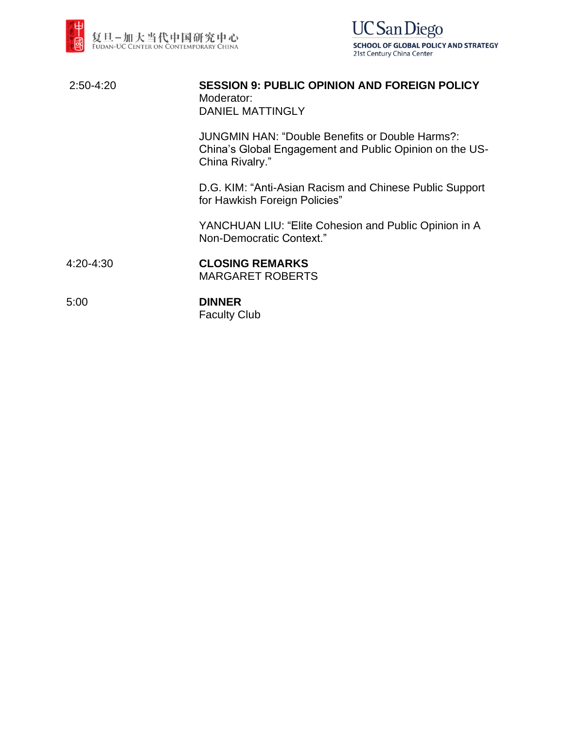| | |
|---|---|
| 2:50-4:20 | **SESSION 9: PUBLIC OPINION AND FOREIGN POLICY**<br>Moderator:<br>DANIEL MATTINGLY<br><br>JUNGMIN HAN: "Double Benefits or Double Harms?: China's Global Engagement and Public Opinion on the US-China Rivalry."<br><br>D.G. KIM: "Anti-Asian Racism and Chinese Public Support for Hawkish Foreign Policies"<br><br>YANCHUAN LIU: "Elite Cohesion and Public Opinion in A Non-Democratic Context." |
| 4:20-4:30 | **CLOSING REMARKS**<br>MARGARET ROBERTS |
| 5:00 | **DINNER**<br>Faculty Club |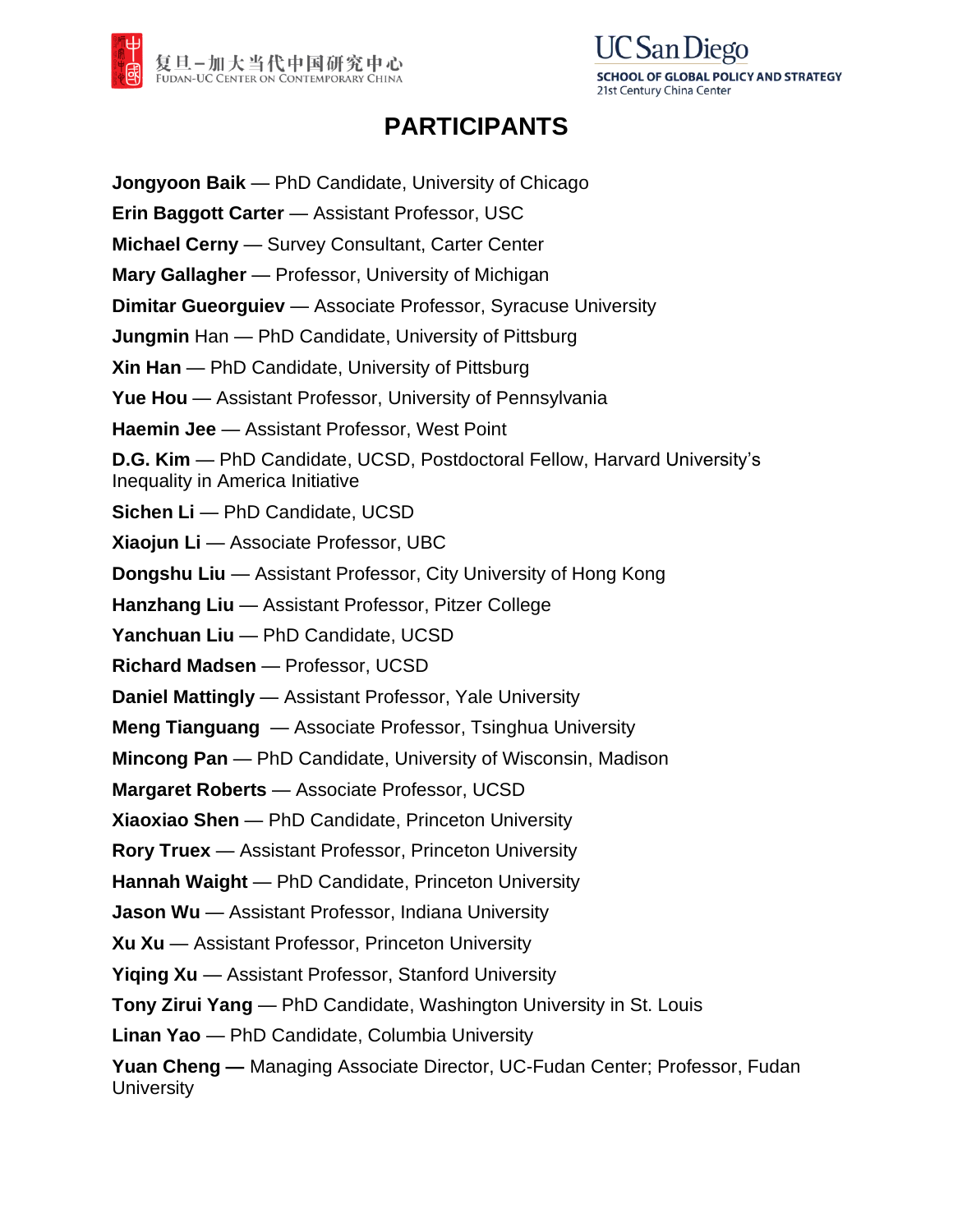# PARTICIPANTS

**Jongyoon Baik** — PhD Candidate, University of Chicago

**Erin Baggott Carter** — Assistant Professor, USC

**Michael Cerny** — Survey Consultant, Carter Center

**Mary Gallagher** — Professor, University of Michigan

**Dimitar Gueorguiev** — Associate Professor, Syracuse University

**Jungmin** Han — PhD Candidate, University of Pittsburg

**Xin Han** — PhD Candidate, University of Pittsburg

**Yue Hou** — Assistant Professor, University of Pennsylvania

**Haemin Jee** — Assistant Professor, West Point

**D.G. Kim** — PhD Candidate, UCSD, Postdoctoral Fellow, Harvard University's Inequality in America Initiative

**Sichen Li** — PhD Candidate, UCSD

**Xiaojun Li** — Associate Professor, UBC

**Dongshu Liu** — Assistant Professor, City University of Hong Kong

**Hanzhang Liu** — Assistant Professor, Pitzer College

**Yanchuan Liu** — PhD Candidate, UCSD

**Richard Madsen** — Professor, UCSD

**Daniel Mattingly** — Assistant Professor, Yale University

**Meng Tianguang** — Associate Professor, Tsinghua University

**Mincong Pan** — PhD Candidate, University of Wisconsin, Madison

**Margaret Roberts** — Associate Professor, UCSD

**Xiaoxiao Shen** — PhD Candidate, Princeton University

**Rory Truex** — Assistant Professor, Princeton University

**Hannah Waight** — PhD Candidate, Princeton University

**Jason Wu** — Assistant Professor, Indiana University

**Xu Xu** — Assistant Professor, Princeton University

**Yiqing Xu** — Assistant Professor, Stanford University

**Tony Zirui Yang** — PhD Candidate, Washington University in St. Louis

**Linan Yao** — PhD Candidate, Columbia University

**Yuan Cheng —** Managing Associate Director, UC-Fudan Center; Professor, Fudan University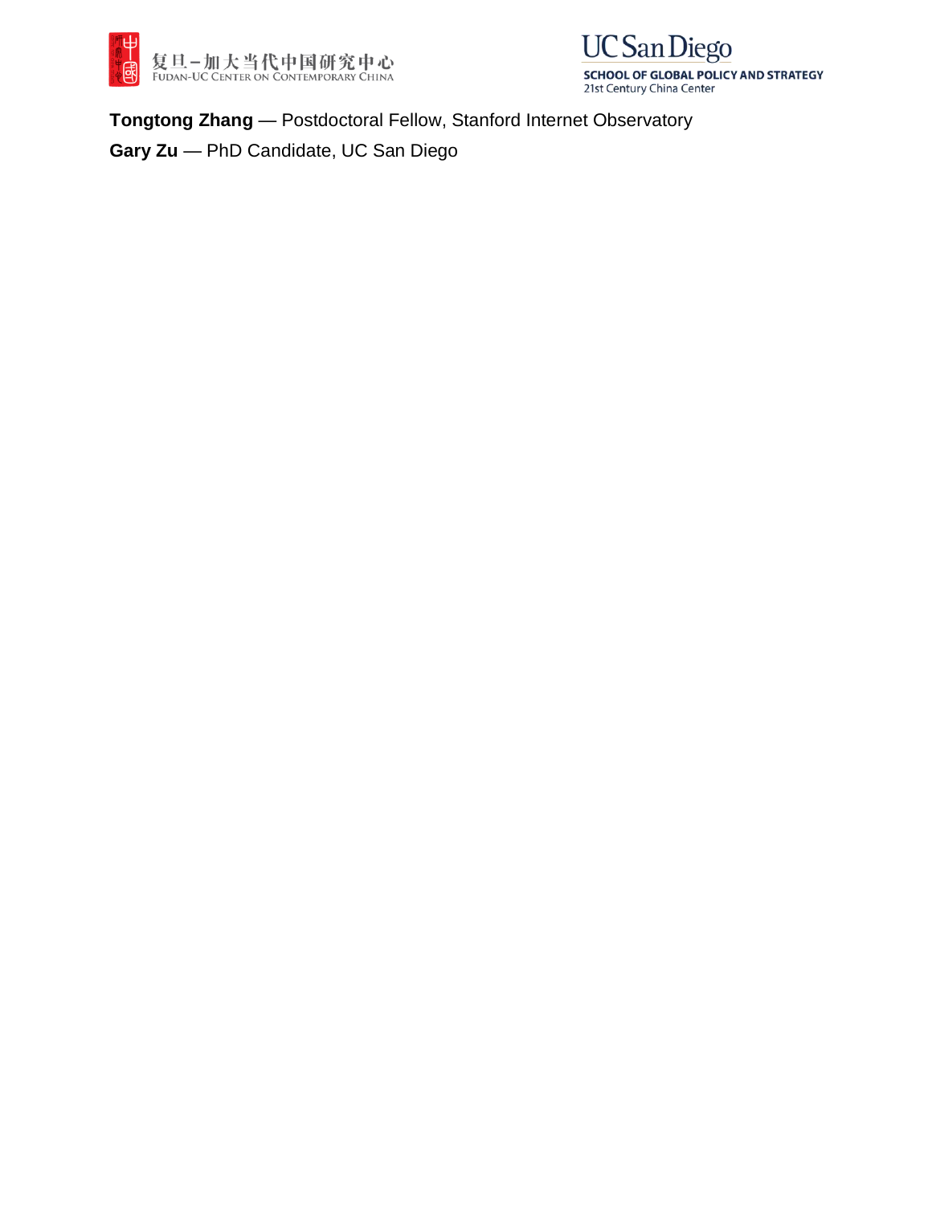**Tongtong Zhang** — Postdoctoral Fellow, Stanford Internet Observatory

**Gary Zu** — PhD Candidate, UC San Diego